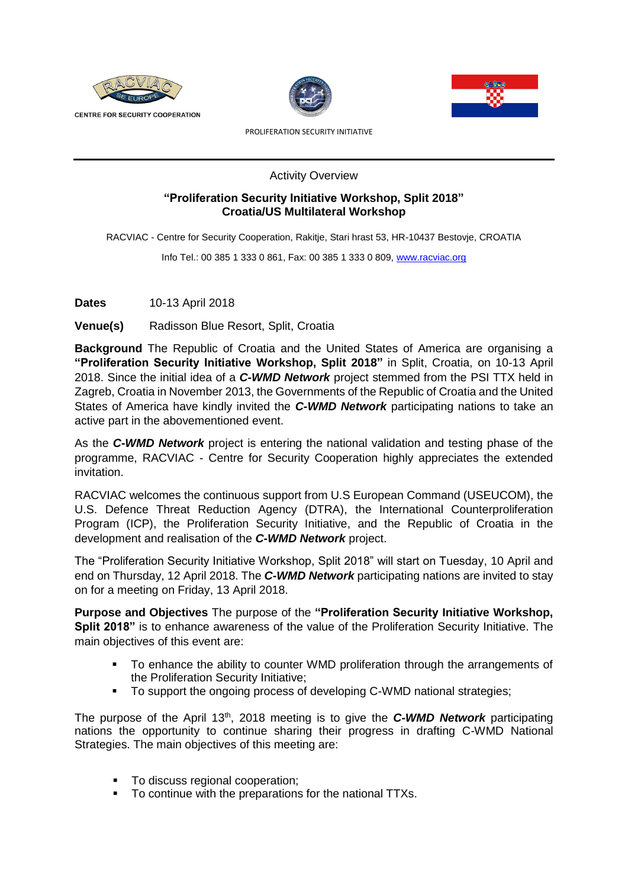CENTRE FOR SECURITY COOPERATION

PROLIFERATION SECURITY INITIATIVE

Activity Overview

**“Proliferation Security Initiative Workshop, Split 2018”**
**Croatia/US Multilateral Workshop**

RACVIAC - Centre for Security Cooperation, Rakitje, Stari hrast 53, HR-10437 Bestovje, CROATIA

Info Tel.: 00 385 1 333 0 861, Fax: 00 385 1 333 0 809, www.racviac.org

**Dates** 10-13 April 2018

**Venue(s)** Radisson Blue Resort, Split, Croatia

**Background** The Republic of Croatia and the United States of America are organising a **“Proliferation Security Initiative Workshop, Split 2018”** in Split, Croatia, on 10-13 April 2018. Since the initial idea of a ***C-WMD Network*** project stemmed from the PSI TTX held in Zagreb, Croatia in November 2013, the Governments of the Republic of Croatia and the United States of America have kindly invited the ***C-WMD Network*** participating nations to take an active part in the abovementioned event.

As the ***C-WMD Network*** project is entering the national validation and testing phase of the programme, RACVIAC - Centre for Security Cooperation highly appreciates the extended invitation.

RACVIAC welcomes the continuous support from U.S European Command (USEUCOM), the U.S. Defence Threat Reduction Agency (DTRA), the International Counterproliferation Program (ICP), the Proliferation Security Initiative, and the Republic of Croatia in the development and realisation of the ***C-WMD Network*** project.

The “Proliferation Security Initiative Workshop, Split 2018” will start on Tuesday, 10 April and end on Thursday, 12 April 2018. The ***C-WMD Network*** participating nations are invited to stay on for a meeting on Friday, 13 April 2018.

**Purpose and Objectives** The purpose of the **“Proliferation Security Initiative Workshop, Split 2018”** is to enhance awareness of the value of the Proliferation Security Initiative. The main objectives of this event are:

- To enhance the ability to counter WMD proliferation through the arrangements of the Proliferation Security Initiative;
- To support the ongoing process of developing C-WMD national strategies;

The purpose of the April 13th, 2018 meeting is to give the ***C-WMD Network*** participating nations the opportunity to continue sharing their progress in drafting C-WMD National Strategies. The main objectives of this meeting are:

- To discuss regional cooperation;
- To continue with the preparations for the national TTXs.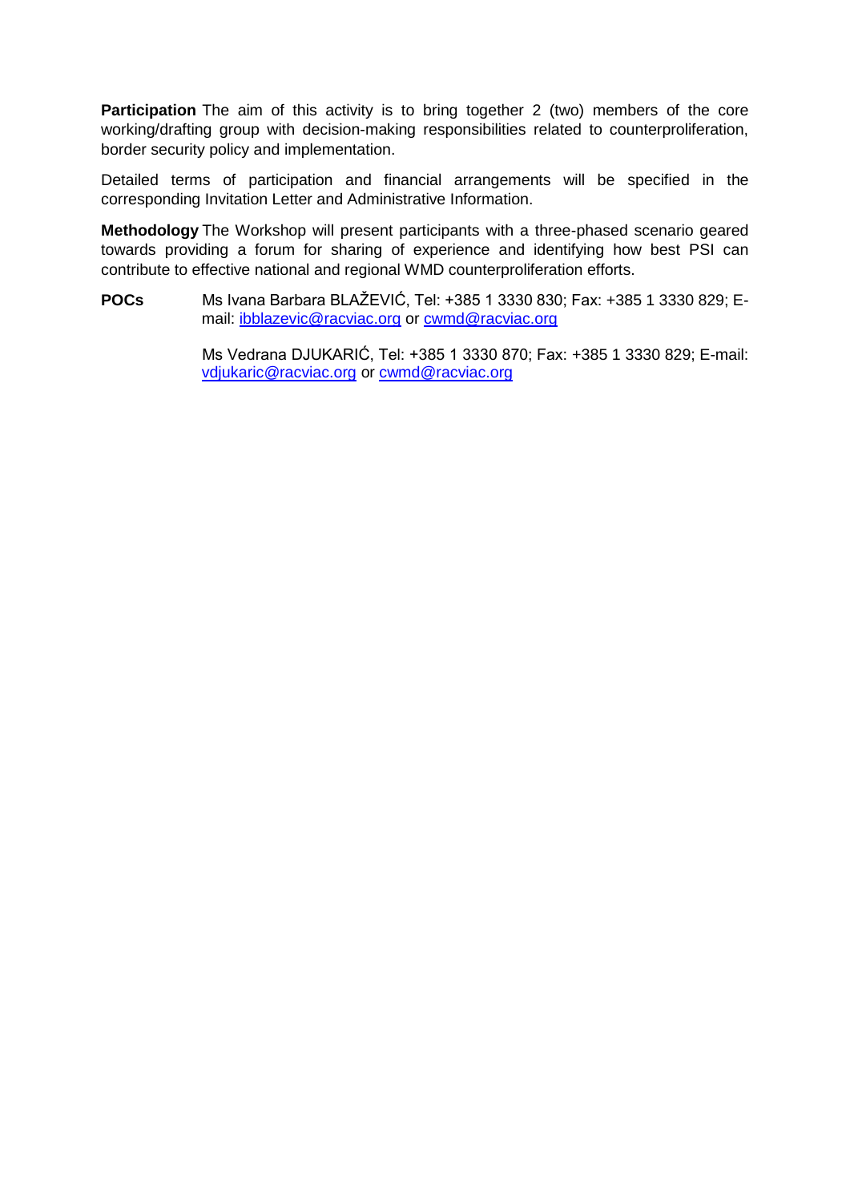**Participation** The aim of this activity is to bring together 2 (two) members of the core working/drafting group with decision-making responsibilities related to counterproliferation, border security policy and implementation.

Detailed terms of participation and financial arrangements will be specified in the corresponding Invitation Letter and Administrative Information.

**Methodology** The Workshop will present participants with a three-phased scenario geared towards providing a forum for sharing of experience and identifying how best PSI can contribute to effective national and regional WMD counterproliferation efforts.

**POCs** Ms Ivana Barbara BLAŽEVIĆ, Tel: +385 1 3330 830; Fax: +385 1 3330 829; E-mail: ibblazevic@racviac.org or cwmd@racviac.org

Ms Vedrana DJUKARIĆ, Tel: +385 1 3330 870; Fax: +385 1 3330 829; E-mail: vdjukaric@racviac.org or cwmd@racviac.org